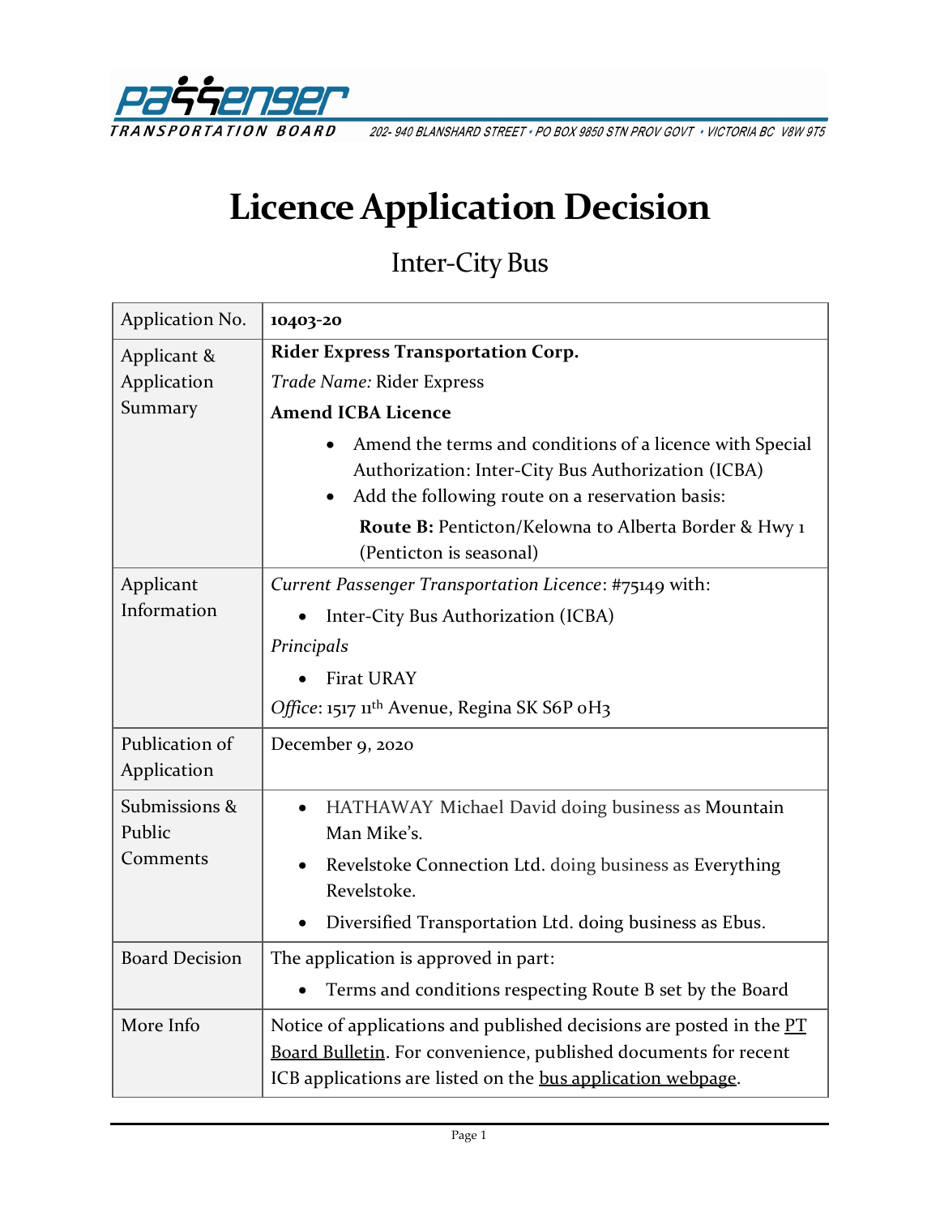PASSENGER TRANSPORTATION BOARD 202- 940 BLANSHARD STREET • PO BOX 9850 STN PROV GOVT • VICTORIA BC V8W 9T5

# Licence Application Decision

## Inter-City Bus

| | |
|---|---|
| Application No. | **10403-20** |
| Applicant & Application Summary | **Rider Express Transportation Corp.**<br>*Trade Name:* Rider Express<br>**Amend ICBA Licence**<br>• Amend the terms and conditions of a licence with Special Authorization: Inter-City Bus Authorization (ICBA)<br>• Add the following route on a reservation basis:<br>**Route B:** Penticton/Kelowna to Alberta Border & Hwy 1 (Penticton is seasonal) |
| Applicant Information | *Current Passenger Transportation Licence*: #75149 with:<br>• Inter-City Bus Authorization (ICBA)<br>*Principals*<br>• Firat URAY<br>*Office*: 1517 11th Avenue, Regina SK S6P 0H3 |
| Publication of Application | December 9, 2020 |
| Submissions & Public Comments | • HATHAWAY Michael David doing business as Mountain Man Mike's.<br>• Revelstoke Connection Ltd. doing business as Everything Revelstoke.<br>• Diversified Transportation Ltd. doing business as Ebus. |
| Board Decision | The application is approved in part:<br>• Terms and conditions respecting Route B set by the Board |
| More Info | Notice of applications and published decisions are posted in the PT Board Bulletin. For convenience, published documents for recent ICB applications are listed on the bus application webpage. |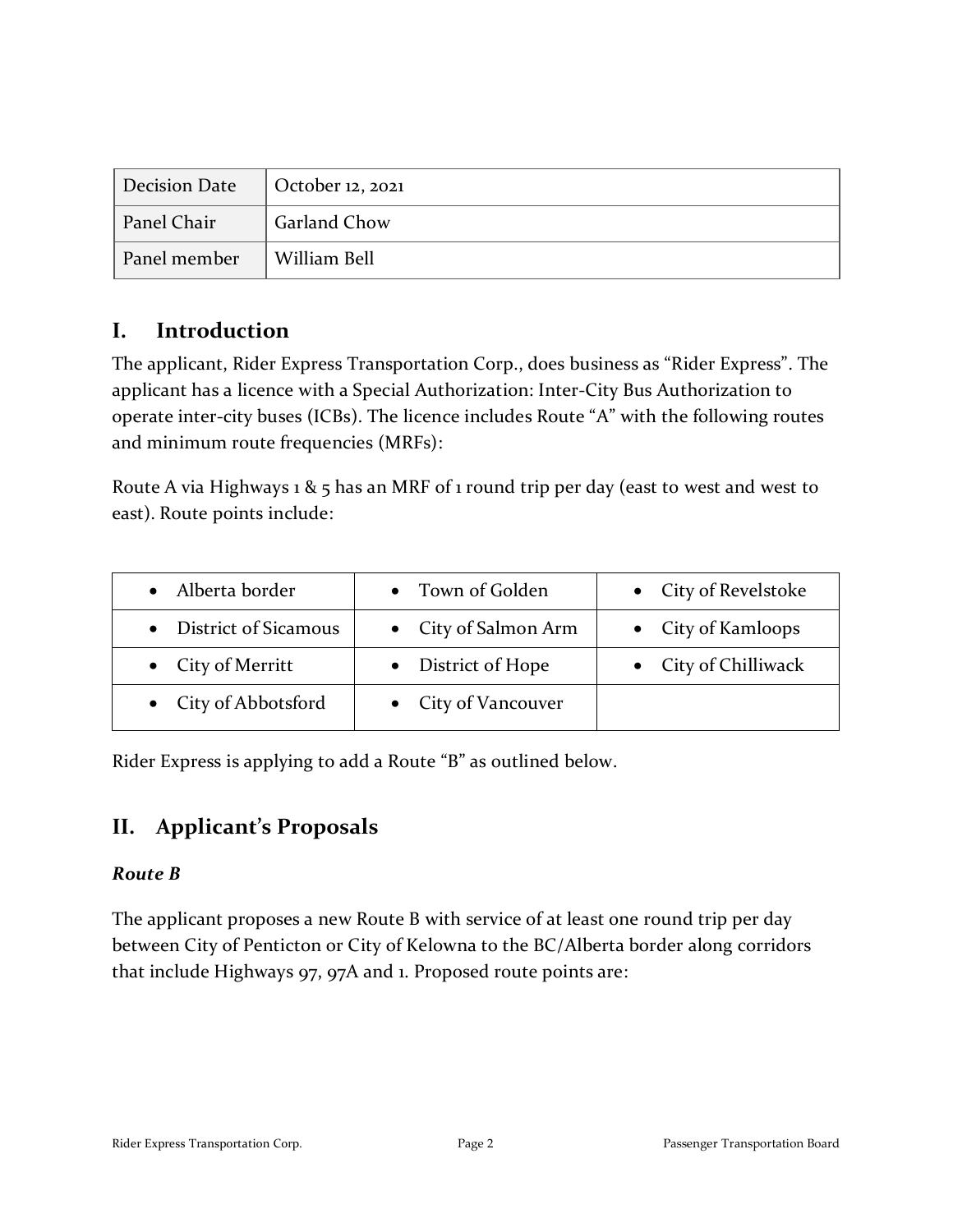| | |
|---|---|
| Decision Date | October 12, 2021 |
| Panel Chair | Garland Chow |
| Panel member | William Bell |

## I. Introduction

The applicant, Rider Express Transportation Corp., does business as "Rider Express". The applicant has a licence with a Special Authorization: Inter-City Bus Authorization to operate inter-city buses (ICBs). The licence includes Route "A" with the following routes and minimum route frequencies (MRFs):

Route A via Highways 1 & 5 has an MRF of 1 round trip per day (east to west and west to east). Route points include:

| | | |
|---|---|---|
| • Alberta border | • Town of Golden | • City of Revelstoke |
| • District of Sicamous | • City of Salmon Arm | • City of Kamloops |
| • City of Merritt | • District of Hope | • City of Chilliwack |
| • City of Abbotsford | • City of Vancouver | |

Rider Express is applying to add a Route "B" as outlined below.

## II. Applicant's Proposals

### *Route B*

The applicant proposes a new Route B with service of at least one round trip per day between City of Penticton or City of Kelowna to the BC/Alberta border along corridors that include Highways 97, 97A and 1. Proposed route points are: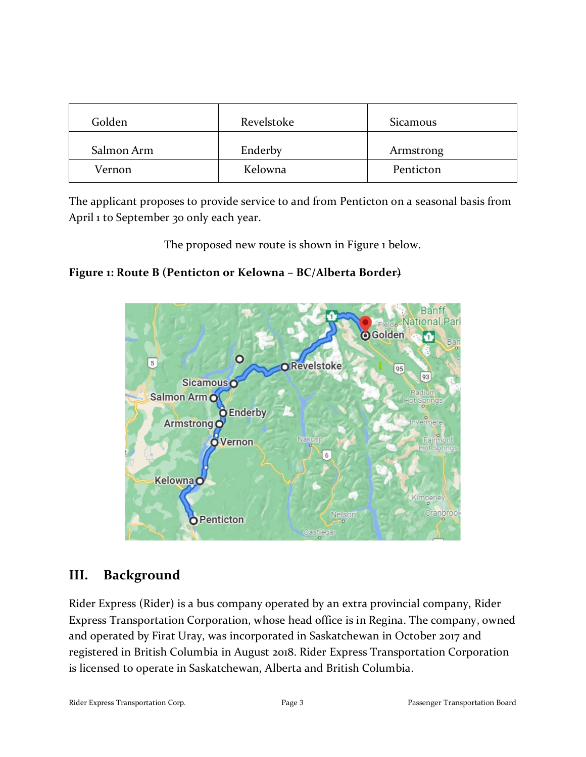| | | |
|---|---|---|
| Golden | Revelstoke | Sicamous |
| Salmon Arm | Enderby | Armstrong |
| Vernon | Kelowna | Penticton |

The applicant proposes to provide service to and from Penticton on a seasonal basis from April 1 to September 30 only each year.

The proposed new route is shown in Figure 1 below.

**Figure 1: Route B (Penticton or Kelowna – BC/Alberta Border)**

Banff National Park
Golden
Fieldo
Revelstoke
Sicamous
Salmon Arm
Enderby
Armstrong
Vernon
Kelowna
Penticton
Nakusp
Nelson
Castlegar
Radium Hot Springs
Invermere
Fairmont Hot Springs
Kimberley
Cranbrook
5
1
95
93
6

## III. Background

Rider Express (Rider) is a bus company operated by an extra provincial company, Rider Express Transportation Corporation, whose head office is in Regina. The company, owned and operated by Firat Uray, was incorporated in Saskatchewan in October 2017 and registered in British Columbia in August 2018. Rider Express Transportation Corporation is licensed to operate in Saskatchewan, Alberta and British Columbia.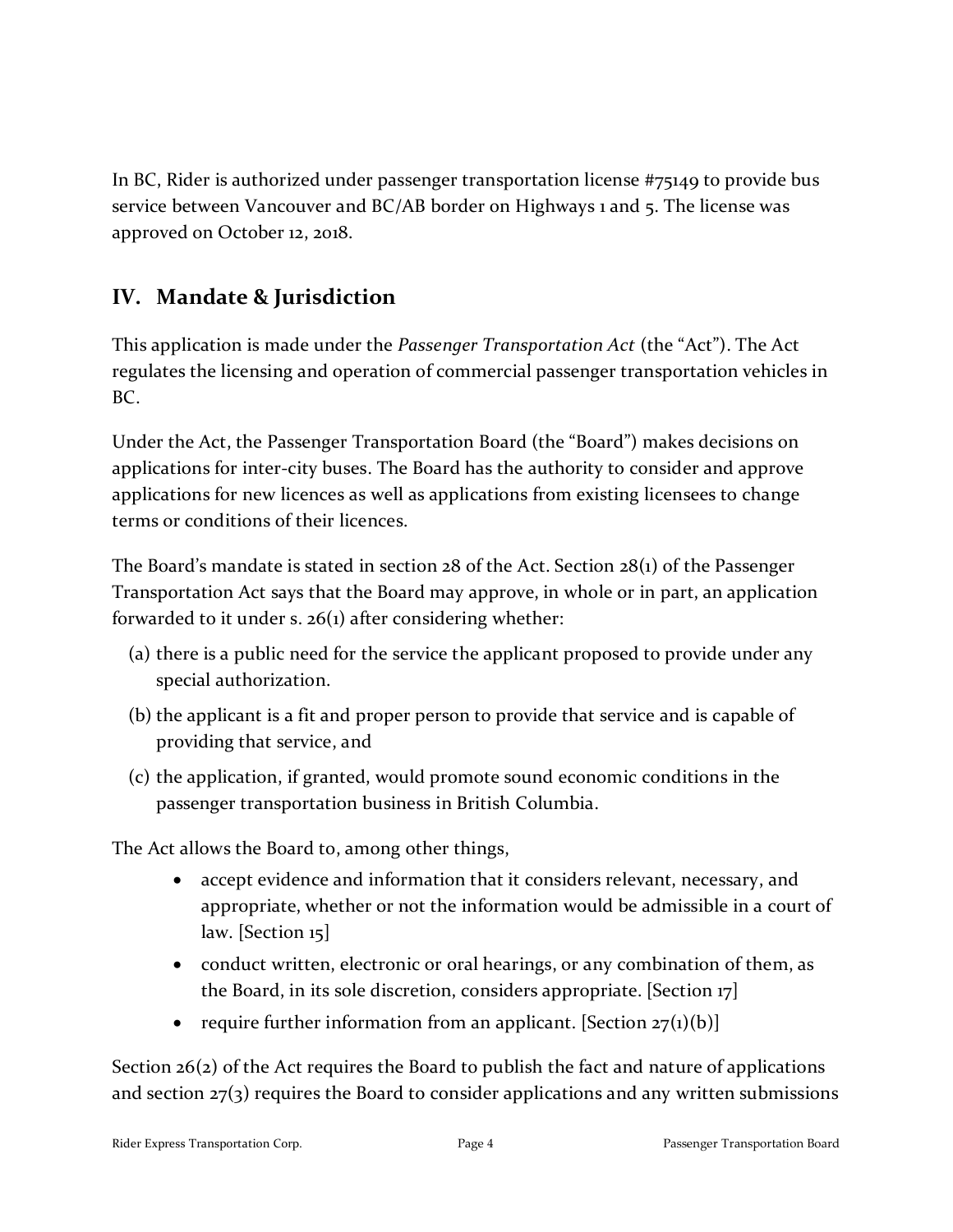In BC, Rider is authorized under passenger transportation license #75149 to provide bus service between Vancouver and BC/AB border on Highways 1 and 5. The license was approved on October 12, 2018.

## IV. Mandate & Jurisdiction

This application is made under the *Passenger Transportation Act* (the "Act"). The Act regulates the licensing and operation of commercial passenger transportation vehicles in BC.

Under the Act, the Passenger Transportation Board (the "Board") makes decisions on applications for inter-city buses. The Board has the authority to consider and approve applications for new licences as well as applications from existing licensees to change terms or conditions of their licences.

The Board's mandate is stated in section 28 of the Act. Section 28(1) of the Passenger Transportation Act says that the Board may approve, in whole or in part, an application forwarded to it under s. 26(1) after considering whether:

(a) there is a public need for the service the applicant proposed to provide under any special authorization.

(b) the applicant is a fit and proper person to provide that service and is capable of providing that service, and

(c) the application, if granted, would promote sound economic conditions in the passenger transportation business in British Columbia.

The Act allows the Board to, among other things,

- accept evidence and information that it considers relevant, necessary, and appropriate, whether or not the information would be admissible in a court of law. [Section 15]
- conduct written, electronic or oral hearings, or any combination of them, as the Board, in its sole discretion, considers appropriate. [Section 17]
- require further information from an applicant. [Section 27(1)(b)]

Section 26(2) of the Act requires the Board to publish the fact and nature of applications and section 27(3) requires the Board to consider applications and any written submissions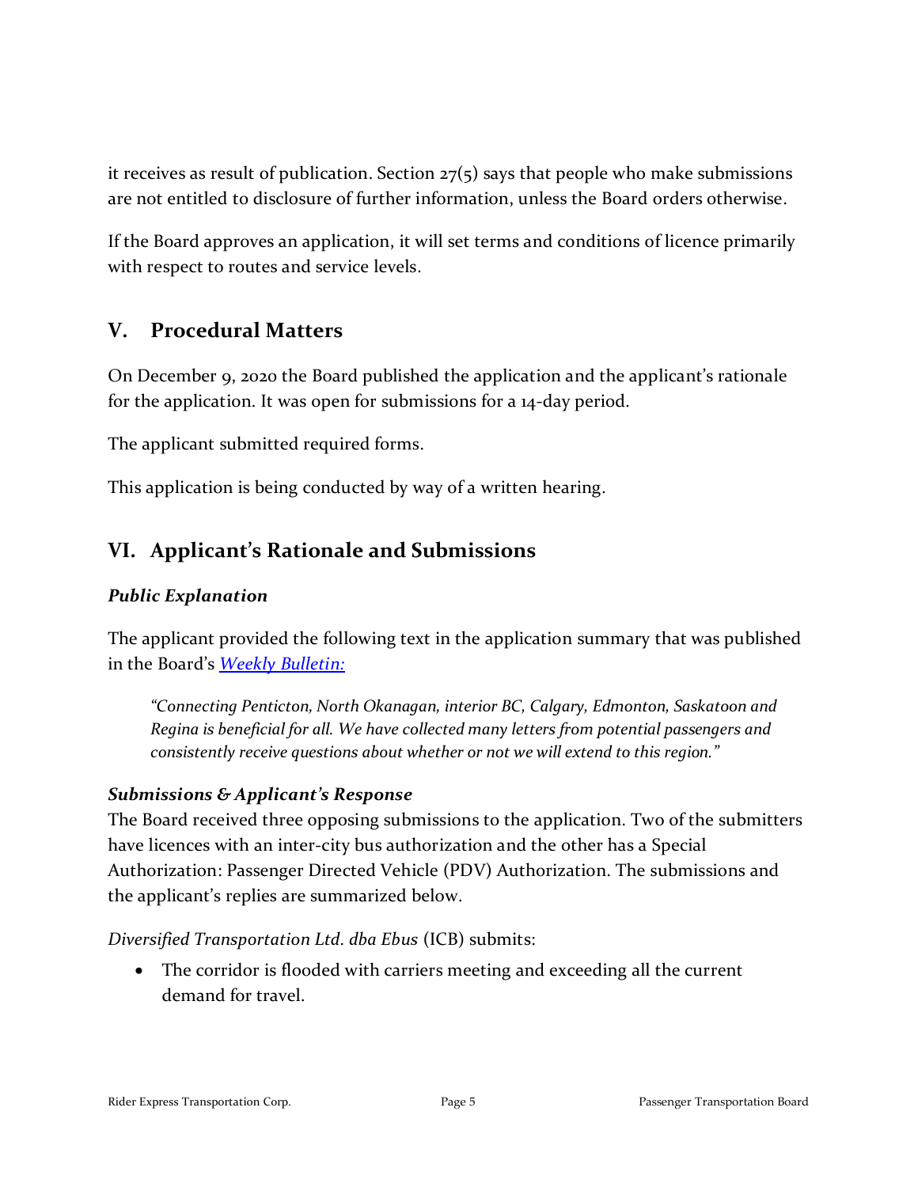it receives as result of publication. Section 27(5) says that people who make submissions are not entitled to disclosure of further information, unless the Board orders otherwise.

If the Board approves an application, it will set terms and conditions of licence primarily with respect to routes and service levels.

## V. Procedural Matters

On December 9, 2020 the Board published the application and the applicant's rationale for the application. It was open for submissions for a 14-day period.

The applicant submitted required forms.

This application is being conducted by way of a written hearing.

## VI. Applicant's Rationale and Submissions

### *Public Explanation*

The applicant provided the following text in the application summary that was published in the Board's *Weekly Bulletin:*

> *"Connecting Penticton, North Okanagan, interior BC, Calgary, Edmonton, Saskatoon and Regina is beneficial for all. We have collected many letters from potential passengers and consistently receive questions about whether or not we will extend to this region."*

### *Submissions & Applicant's Response*

The Board received three opposing submissions to the application. Two of the submitters have licences with an inter-city bus authorization and the other has a Special Authorization: Passenger Directed Vehicle (PDV) Authorization. The submissions and the applicant's replies are summarized below.

*Diversified Transportation Ltd. dba Ebus* (ICB) submits:

- The corridor is flooded with carriers meeting and exceeding all the current demand for travel.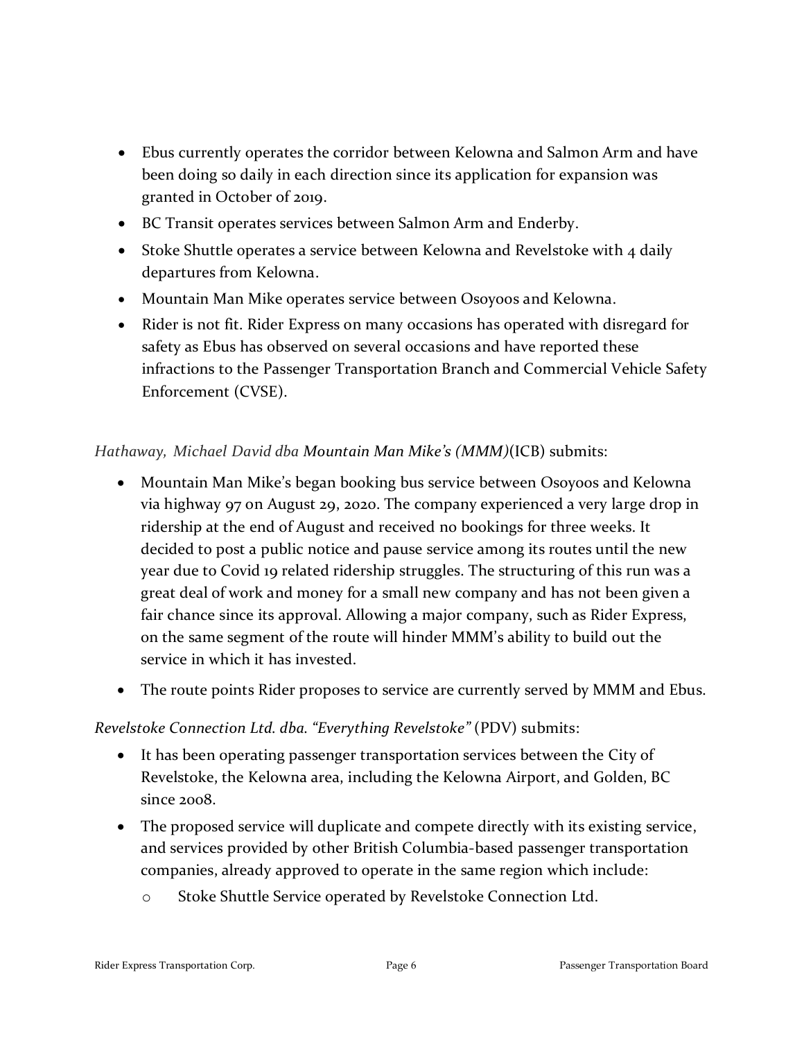- Ebus currently operates the corridor between Kelowna and Salmon Arm and have been doing so daily in each direction since its application for expansion was granted in October of 2019.
- BC Transit operates services between Salmon Arm and Enderby.
- Stoke Shuttle operates a service between Kelowna and Revelstoke with 4 daily departures from Kelowna.
- Mountain Man Mike operates service between Osoyoos and Kelowna.
- Rider is not fit. Rider Express on many occasions has operated with disregard for safety as Ebus has observed on several occasions and have reported these infractions to the Passenger Transportation Branch and Commercial Vehicle Safety Enforcement (CVSE).

*Hathaway, Michael David dba Mountain Man Mike's (MMM)*(ICB) submits:

- Mountain Man Mike's began booking bus service between Osoyoos and Kelowna via highway 97 on August 29, 2020. The company experienced a very large drop in ridership at the end of August and received no bookings for three weeks. It decided to post a public notice and pause service among its routes until the new year due to Covid 19 related ridership struggles. The structuring of this run was a great deal of work and money for a small new company and has not been given a fair chance since its approval. Allowing a major company, such as Rider Express, on the same segment of the route will hinder MMM's ability to build out the service in which it has invested.
- The route points Rider proposes to service are currently served by MMM and Ebus.

*Revelstoke Connection Ltd. dba. "Everything Revelstoke"* (PDV) submits:

- It has been operating passenger transportation services between the City of Revelstoke, the Kelowna area, including the Kelowna Airport, and Golden, BC since 2008.
- The proposed service will duplicate and compete directly with its existing service, and services provided by other British Columbia-based passenger transportation companies, already approved to operate in the same region which include:
  - Stoke Shuttle Service operated by Revelstoke Connection Ltd.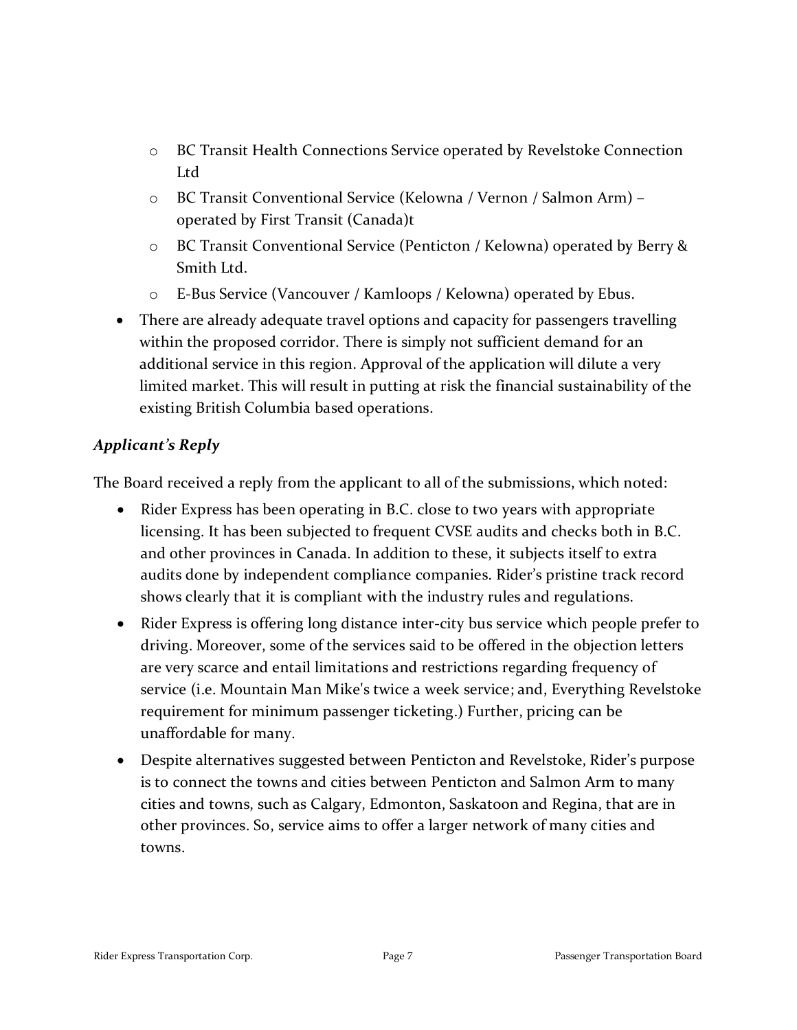- BC Transit Health Connections Service operated by Revelstoke Connection Ltd
  - BC Transit Conventional Service (Kelowna / Vernon / Salmon Arm) – operated by First Transit (Canada)t
  - BC Transit Conventional Service (Penticton / Kelowna) operated by Berry & Smith Ltd.
  - E-Bus Service (Vancouver / Kamloops / Kelowna) operated by Ebus.
- There are already adequate travel options and capacity for passengers travelling within the proposed corridor. There is simply not sufficient demand for an additional service in this region. Approval of the application will dilute a very limited market. This will result in putting at risk the financial sustainability of the existing British Columbia based operations.

### *Applicant's Reply*

The Board received a reply from the applicant to all of the submissions, which noted:

- Rider Express has been operating in B.C. close to two years with appropriate licensing. It has been subjected to frequent CVSE audits and checks both in B.C. and other provinces in Canada. In addition to these, it subjects itself to extra audits done by independent compliance companies. Rider's pristine track record shows clearly that it is compliant with the industry rules and regulations.
- Rider Express is offering long distance inter-city bus service which people prefer to driving. Moreover, some of the services said to be offered in the objection letters are very scarce and entail limitations and restrictions regarding frequency of service (i.e. Mountain Man Mike's twice a week service; and, Everything Revelstoke requirement for minimum passenger ticketing.) Further, pricing can be unaffordable for many.
- Despite alternatives suggested between Penticton and Revelstoke, Rider's purpose is to connect the towns and cities between Penticton and Salmon Arm to many cities and towns, such as Calgary, Edmonton, Saskatoon and Regina, that are in other provinces. So, service aims to offer a larger network of many cities and towns.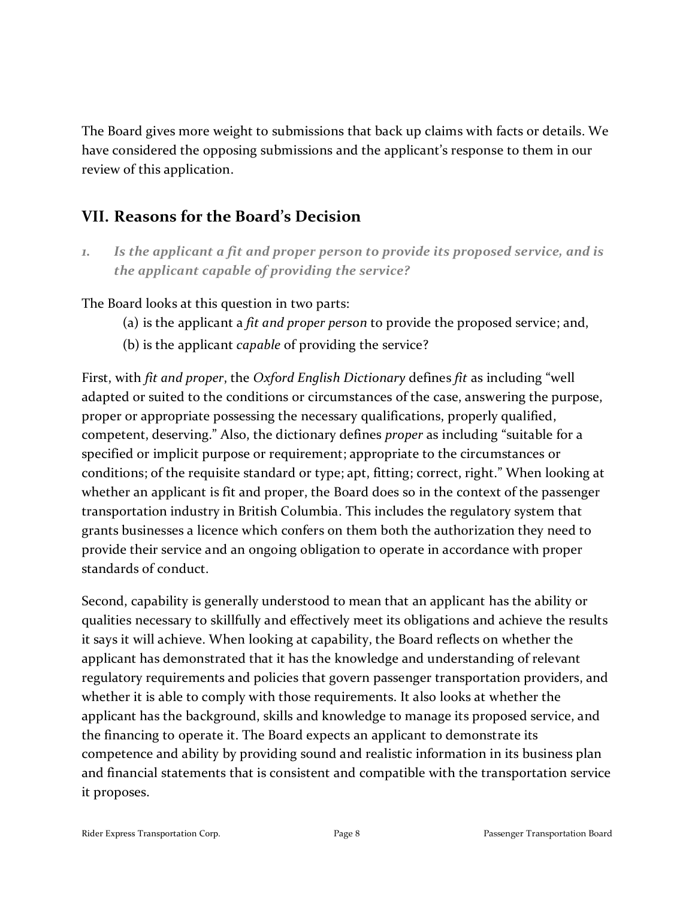The Board gives more weight to submissions that back up claims with facts or details. We have considered the opposing submissions and the applicant's response to them in our review of this application.

## VII. Reasons for the Board's Decision

### *1. Is the applicant a fit and proper person to provide its proposed service, and is the applicant capable of providing the service?*

The Board looks at this question in two parts:

(a) is the applicant a *fit and proper person* to provide the proposed service; and,

(b) is the applicant *capable* of providing the service?

First, with *fit and proper*, the *Oxford English Dictionary* defines *fit* as including "well adapted or suited to the conditions or circumstances of the case, answering the purpose, proper or appropriate possessing the necessary qualifications, properly qualified, competent, deserving." Also, the dictionary defines *proper* as including "suitable for a specified or implicit purpose or requirement; appropriate to the circumstances or conditions; of the requisite standard or type; apt, fitting; correct, right." When looking at whether an applicant is fit and proper, the Board does so in the context of the passenger transportation industry in British Columbia. This includes the regulatory system that grants businesses a licence which confers on them both the authorization they need to provide their service and an ongoing obligation to operate in accordance with proper standards of conduct.

Second, capability is generally understood to mean that an applicant has the ability or qualities necessary to skillfully and effectively meet its obligations and achieve the results it says it will achieve. When looking at capability, the Board reflects on whether the applicant has demonstrated that it has the knowledge and understanding of relevant regulatory requirements and policies that govern passenger transportation providers, and whether it is able to comply with those requirements. It also looks at whether the applicant has the background, skills and knowledge to manage its proposed service, and the financing to operate it. The Board expects an applicant to demonstrate its competence and ability by providing sound and realistic information in its business plan and financial statements that is consistent and compatible with the transportation service it proposes.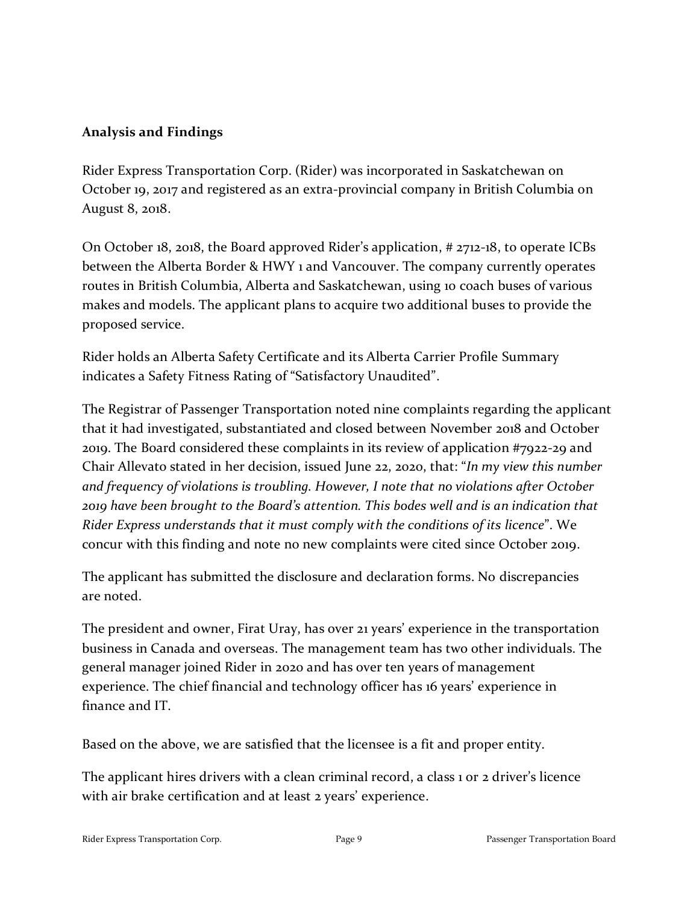**Analysis and Findings**

Rider Express Transportation Corp. (Rider) was incorporated in Saskatchewan on October 19, 2017 and registered as an extra-provincial company in British Columbia on August 8, 2018.

On October 18, 2018, the Board approved Rider's application, # 2712-18, to operate ICBs between the Alberta Border & HWY 1 and Vancouver. The company currently operates routes in British Columbia, Alberta and Saskatchewan, using 10 coach buses of various makes and models. The applicant plans to acquire two additional buses to provide the proposed service.

Rider holds an Alberta Safety Certificate and its Alberta Carrier Profile Summary indicates a Safety Fitness Rating of "Satisfactory Unaudited".

The Registrar of Passenger Transportation noted nine complaints regarding the applicant that it had investigated, substantiated and closed between November 2018 and October 2019. The Board considered these complaints in its review of application #7922-29 and Chair Allevato stated in her decision, issued June 22, 2020, that: "*In my view this number and frequency of violations is troubling. However, I note that no violations after October 2019 have been brought to the Board's attention. This bodes well and is an indication that Rider Express understands that it must comply with the conditions of its licence*". We concur with this finding and note no new complaints were cited since October 2019.

The applicant has submitted the disclosure and declaration forms. No discrepancies are noted.

The president and owner, Firat Uray, has over 21 years' experience in the transportation business in Canada and overseas. The management team has two other individuals. The general manager joined Rider in 2020 and has over ten years of management experience. The chief financial and technology officer has 16 years' experience in finance and IT.

Based on the above, we are satisfied that the licensee is a fit and proper entity.

The applicant hires drivers with a clean criminal record, a class 1 or 2 driver's licence with air brake certification and at least 2 years' experience.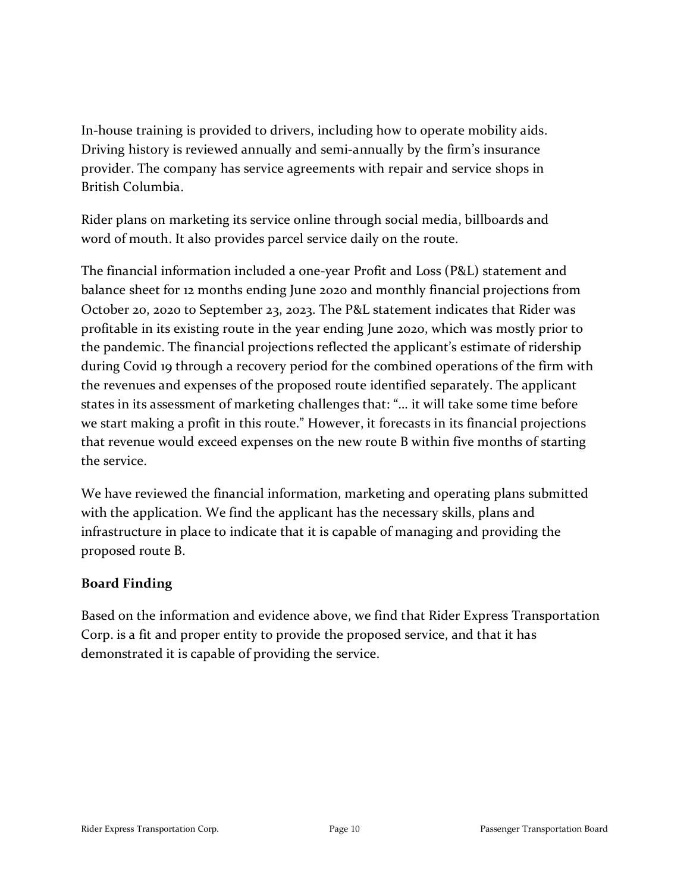In-house training is provided to drivers, including how to operate mobility aids. Driving history is reviewed annually and semi-annually by the firm's insurance provider. The company has service agreements with repair and service shops in British Columbia.

Rider plans on marketing its service online through social media, billboards and word of mouth. It also provides parcel service daily on the route.

The financial information included a one-year Profit and Loss (P&L) statement and balance sheet for 12 months ending June 2020 and monthly financial projections from October 20, 2020 to September 23, 2023. The P&L statement indicates that Rider was profitable in its existing route in the year ending June 2020, which was mostly prior to the pandemic. The financial projections reflected the applicant's estimate of ridership during Covid 19 through a recovery period for the combined operations of the firm with the revenues and expenses of the proposed route identified separately. The applicant states in its assessment of marketing challenges that: "… it will take some time before we start making a profit in this route." However, it forecasts in its financial projections that revenue would exceed expenses on the new route B within five months of starting the service.

We have reviewed the financial information, marketing and operating plans submitted with the application. We find the applicant has the necessary skills, plans and infrastructure in place to indicate that it is capable of managing and providing the proposed route B.

**Board Finding**

Based on the information and evidence above, we find that Rider Express Transportation Corp. is a fit and proper entity to provide the proposed service, and that it has demonstrated it is capable of providing the service.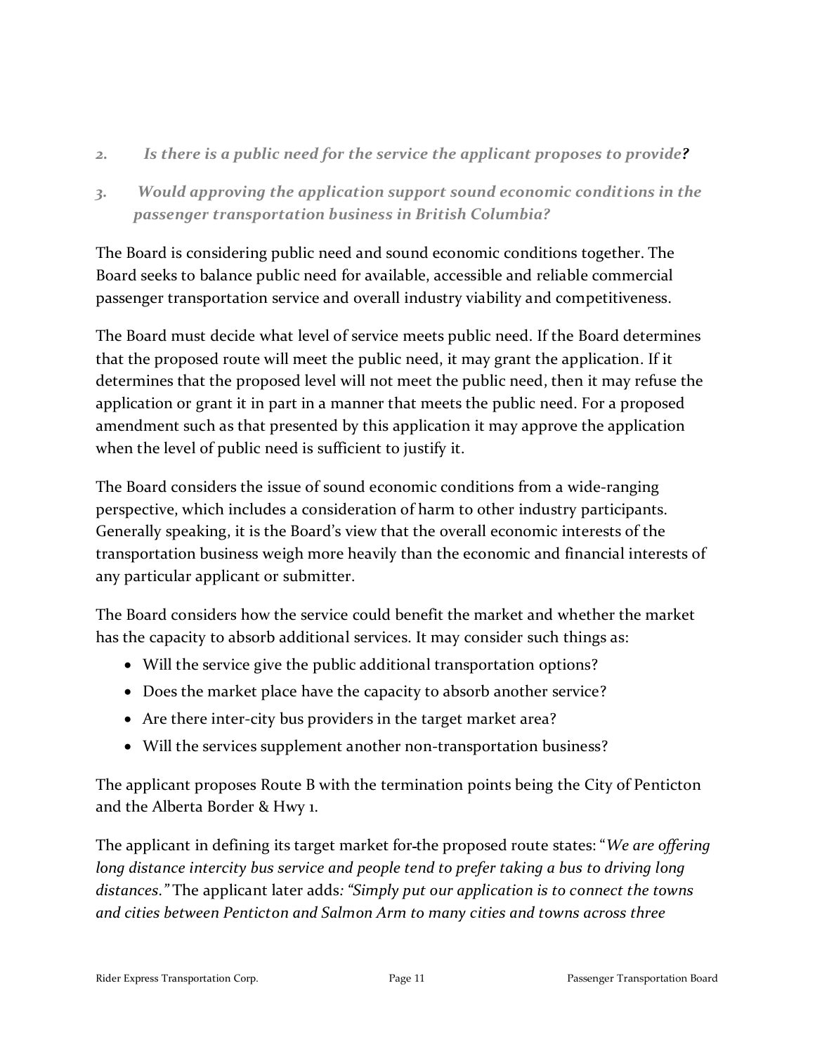2. ***Is there is a public need for the service the applicant proposes to provide?***

3. ***Would approving the application support sound economic conditions in the passenger transportation business in British Columbia?***

The Board is considering public need and sound economic conditions together. The Board seeks to balance public need for available, accessible and reliable commercial passenger transportation service and overall industry viability and competitiveness.

The Board must decide what level of service meets public need. If the Board determines that the proposed route will meet the public need, it may grant the application. If it determines that the proposed level will not meet the public need, then it may refuse the application or grant it in part in a manner that meets the public need. For a proposed amendment such as that presented by this application it may approve the application when the level of public need is sufficient to justify it.

The Board considers the issue of sound economic conditions from a wide-ranging perspective, which includes a consideration of harm to other industry participants. Generally speaking, it is the Board's view that the overall economic interests of the transportation business weigh more heavily than the economic and financial interests of any particular applicant or submitter.

The Board considers how the service could benefit the market and whether the market has the capacity to absorb additional services. It may consider such things as:

- Will the service give the public additional transportation options?
- Does the market place have the capacity to absorb another service?
- Are there inter-city bus providers in the target market area?
- Will the services supplement another non-transportation business?

The applicant proposes Route B with the termination points being the City of Penticton and the Alberta Border & Hwy 1.

The applicant in defining its target market for the proposed route states: "*We are offering long distance intercity bus service and people tend to prefer taking a bus to driving long distances.*" The applicant later adds*: "Simply put our application is to connect the towns and cities between Penticton and Salmon Arm to many cities and towns across three*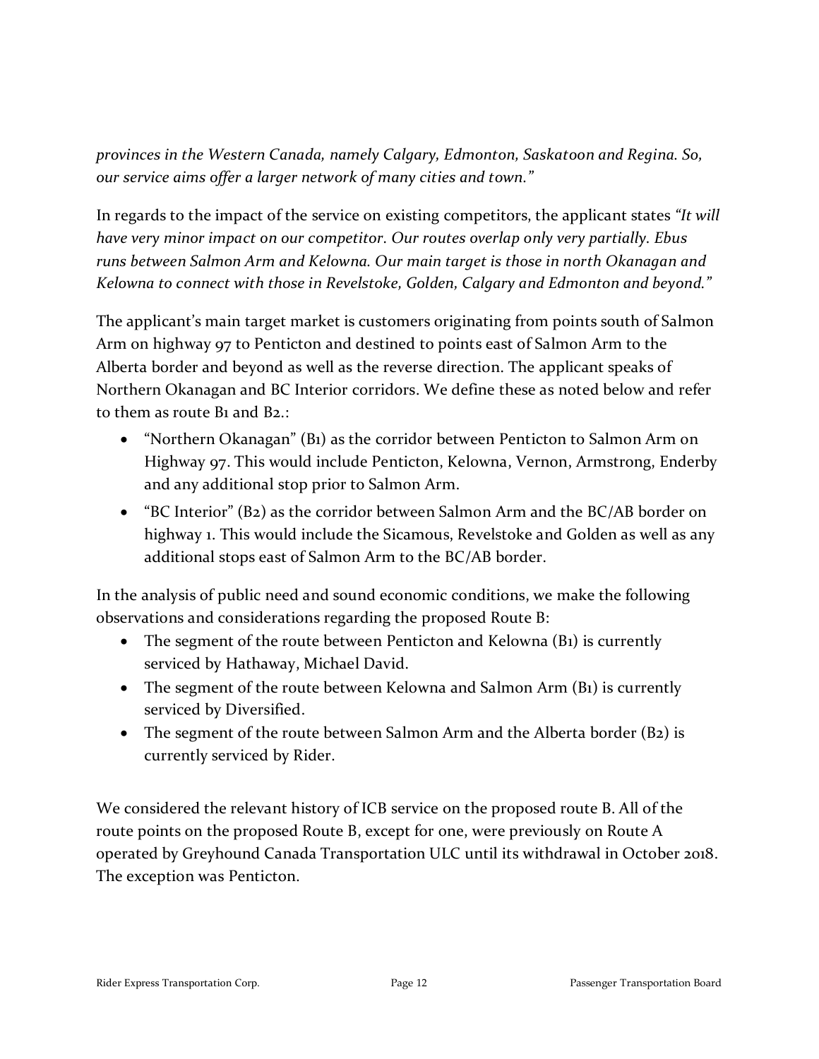*provinces in the Western Canada, namely Calgary, Edmonton, Saskatoon and Regina. So, our service aims offer a larger network of many cities and town."*

In regards to the impact of the service on existing competitors, the applicant states *"It will have very minor impact on our competitor. Our routes overlap only very partially. Ebus runs between Salmon Arm and Kelowna. Our main target is those in north Okanagan and Kelowna to connect with those in Revelstoke, Golden, Calgary and Edmonton and beyond."*

The applicant's main target market is customers originating from points south of Salmon Arm on highway 97 to Penticton and destined to points east of Salmon Arm to the Alberta border and beyond as well as the reverse direction. The applicant speaks of Northern Okanagan and BC Interior corridors. We define these as noted below and refer to them as route B1 and B2.:

- "Northern Okanagan" (B1) as the corridor between Penticton to Salmon Arm on Highway 97. This would include Penticton, Kelowna, Vernon, Armstrong, Enderby and any additional stop prior to Salmon Arm.
- "BC Interior" (B2) as the corridor between Salmon Arm and the BC/AB border on highway 1. This would include the Sicamous, Revelstoke and Golden as well as any additional stops east of Salmon Arm to the BC/AB border.

In the analysis of public need and sound economic conditions, we make the following observations and considerations regarding the proposed Route B:

- The segment of the route between Penticton and Kelowna (B1) is currently serviced by Hathaway, Michael David.
- The segment of the route between Kelowna and Salmon Arm (B1) is currently serviced by Diversified.
- The segment of the route between Salmon Arm and the Alberta border (B2) is currently serviced by Rider.

We considered the relevant history of ICB service on the proposed route B. All of the route points on the proposed Route B, except for one, were previously on Route A operated by Greyhound Canada Transportation ULC until its withdrawal in October 2018. The exception was Penticton.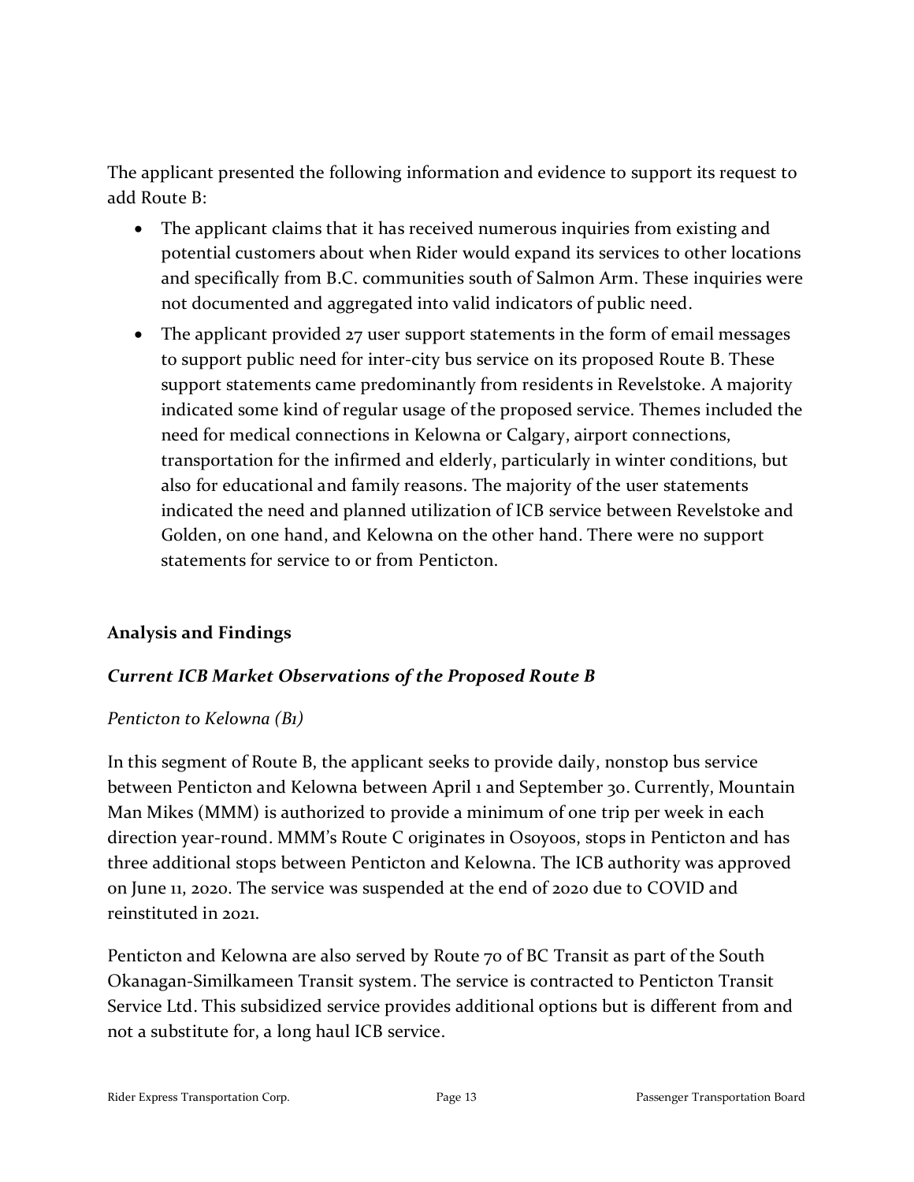The applicant presented the following information and evidence to support its request to add Route B:

- The applicant claims that it has received numerous inquiries from existing and potential customers about when Rider would expand its services to other locations and specifically from B.C. communities south of Salmon Arm. These inquiries were not documented and aggregated into valid indicators of public need.
- The applicant provided 27 user support statements in the form of email messages to support public need for inter-city bus service on its proposed Route B. These support statements came predominantly from residents in Revelstoke. A majority indicated some kind of regular usage of the proposed service. Themes included the need for medical connections in Kelowna or Calgary, airport connections, transportation for the infirmed and elderly, particularly in winter conditions, but also for educational and family reasons. The majority of the user statements indicated the need and planned utilization of ICB service between Revelstoke and Golden, on one hand, and Kelowna on the other hand. There were no support statements for service to or from Penticton.

## Analysis and Findings

### *Current ICB Market Observations of the Proposed Route B*

*Penticton to Kelowna (B1)*

In this segment of Route B, the applicant seeks to provide daily, nonstop bus service between Penticton and Kelowna between April 1 and September 30. Currently, Mountain Man Mikes (MMM) is authorized to provide a minimum of one trip per week in each direction year-round. MMM's Route C originates in Osoyoos, stops in Penticton and has three additional stops between Penticton and Kelowna. The ICB authority was approved on June 11, 2020. The service was suspended at the end of 2020 due to COVID and reinstituted in 2021.

Penticton and Kelowna are also served by Route 70 of BC Transit as part of the South Okanagan-Similkameen Transit system. The service is contracted to Penticton Transit Service Ltd. This subsidized service provides additional options but is different from and not a substitute for, a long haul ICB service.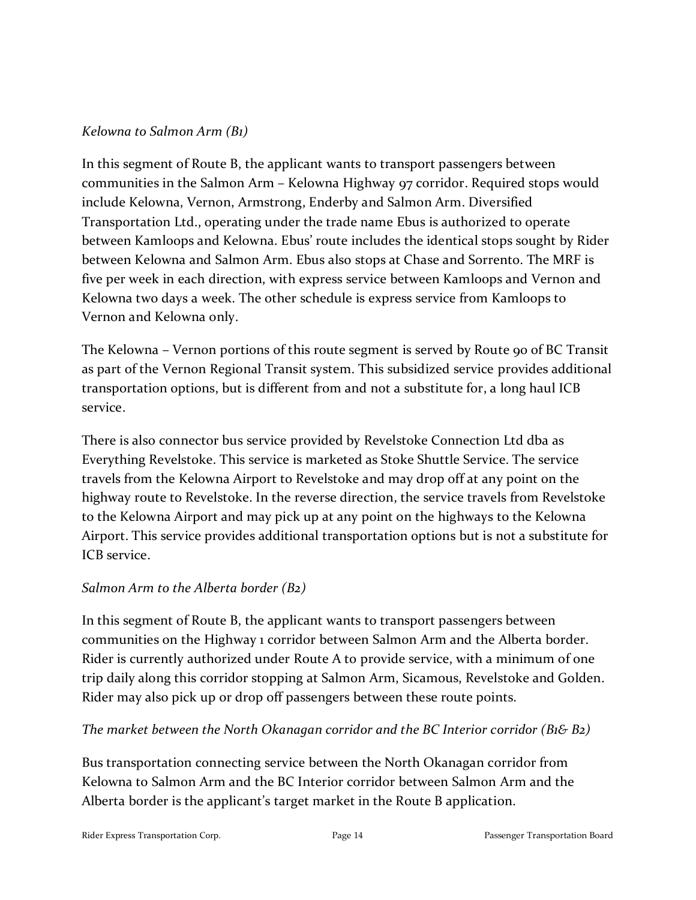*Kelowna to Salmon Arm (B1)*

In this segment of Route B, the applicant wants to transport passengers between communities in the Salmon Arm – Kelowna Highway 97 corridor. Required stops would include Kelowna, Vernon, Armstrong, Enderby and Salmon Arm. Diversified Transportation Ltd., operating under the trade name Ebus is authorized to operate between Kamloops and Kelowna. Ebus' route includes the identical stops sought by Rider between Kelowna and Salmon Arm. Ebus also stops at Chase and Sorrento. The MRF is five per week in each direction, with express service between Kamloops and Vernon and Kelowna two days a week. The other schedule is express service from Kamloops to Vernon and Kelowna only.

The Kelowna – Vernon portions of this route segment is served by Route 90 of BC Transit as part of the Vernon Regional Transit system. This subsidized service provides additional transportation options, but is different from and not a substitute for, a long haul ICB service.

There is also connector bus service provided by Revelstoke Connection Ltd dba as Everything Revelstoke. This service is marketed as Stoke Shuttle Service. The service travels from the Kelowna Airport to Revelstoke and may drop off at any point on the highway route to Revelstoke. In the reverse direction, the service travels from Revelstoke to the Kelowna Airport and may pick up at any point on the highways to the Kelowna Airport. This service provides additional transportation options but is not a substitute for ICB service.

*Salmon Arm to the Alberta border (B2)*

In this segment of Route B, the applicant wants to transport passengers between communities on the Highway 1 corridor between Salmon Arm and the Alberta border. Rider is currently authorized under Route A to provide service, with a minimum of one trip daily along this corridor stopping at Salmon Arm, Sicamous, Revelstoke and Golden. Rider may also pick up or drop off passengers between these route points.

*The market between the North Okanagan corridor and the BC Interior corridor (B1& B2)*

Bus transportation connecting service between the North Okanagan corridor from Kelowna to Salmon Arm and the BC Interior corridor between Salmon Arm and the Alberta border is the applicant's target market in the Route B application.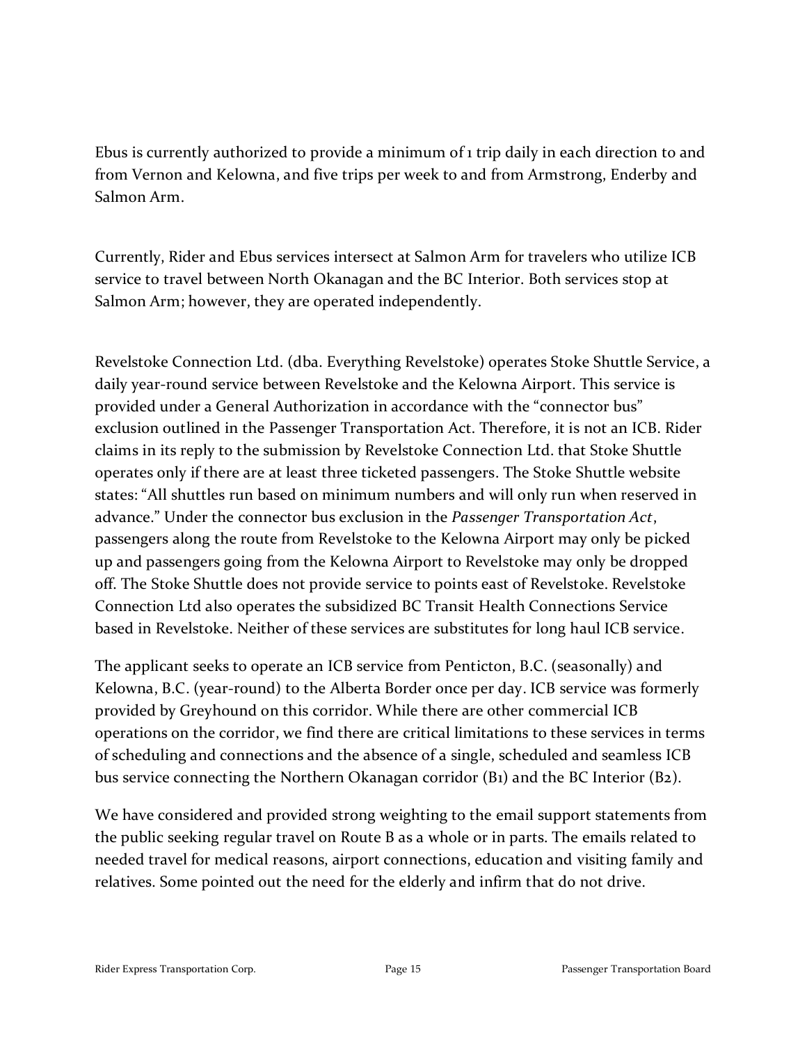Ebus is currently authorized to provide a minimum of 1 trip daily in each direction to and from Vernon and Kelowna, and five trips per week to and from Armstrong, Enderby and Salmon Arm.

Currently, Rider and Ebus services intersect at Salmon Arm for travelers who utilize ICB service to travel between North Okanagan and the BC Interior. Both services stop at Salmon Arm; however, they are operated independently.

Revelstoke Connection Ltd. (dba. Everything Revelstoke) operates Stoke Shuttle Service, a daily year-round service between Revelstoke and the Kelowna Airport. This service is provided under a General Authorization in accordance with the "connector bus" exclusion outlined in the Passenger Transportation Act. Therefore, it is not an ICB. Rider claims in its reply to the submission by Revelstoke Connection Ltd. that Stoke Shuttle operates only if there are at least three ticketed passengers. The Stoke Shuttle website states: "All shuttles run based on minimum numbers and will only run when reserved in advance." Under the connector bus exclusion in the *Passenger Transportation Act*, passengers along the route from Revelstoke to the Kelowna Airport may only be picked up and passengers going from the Kelowna Airport to Revelstoke may only be dropped off. The Stoke Shuttle does not provide service to points east of Revelstoke. Revelstoke Connection Ltd also operates the subsidized BC Transit Health Connections Service based in Revelstoke. Neither of these services are substitutes for long haul ICB service.

The applicant seeks to operate an ICB service from Penticton, B.C. (seasonally) and Kelowna, B.C. (year-round) to the Alberta Border once per day. ICB service was formerly provided by Greyhound on this corridor. While there are other commercial ICB operations on the corridor, we find there are critical limitations to these services in terms of scheduling and connections and the absence of a single, scheduled and seamless ICB bus service connecting the Northern Okanagan corridor (B1) and the BC Interior (B2).

We have considered and provided strong weighting to the email support statements from the public seeking regular travel on Route B as a whole or in parts. The emails related to needed travel for medical reasons, airport connections, education and visiting family and relatives. Some pointed out the need for the elderly and infirm that do not drive.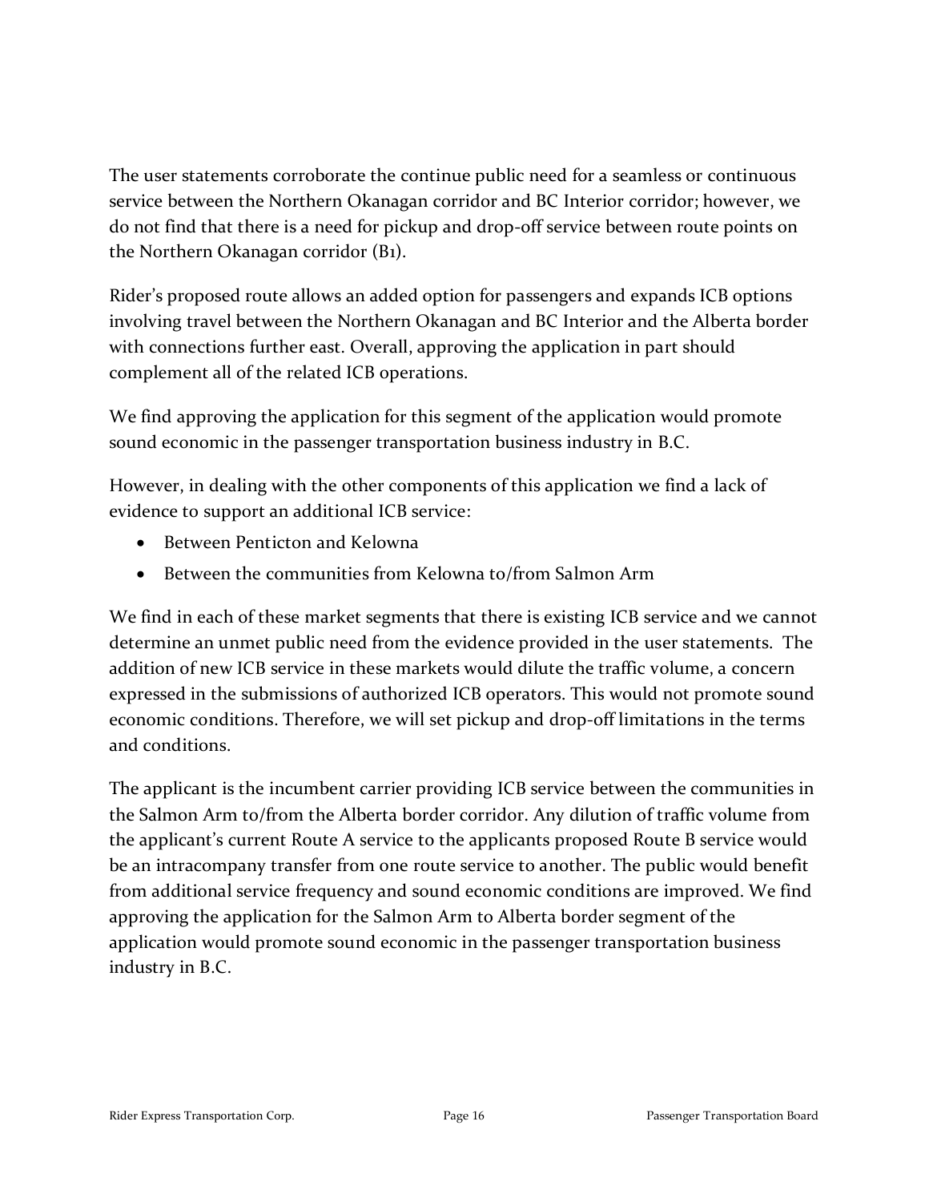The user statements corroborate the continue public need for a seamless or continuous service between the Northern Okanagan corridor and BC Interior corridor; however, we do not find that there is a need for pickup and drop-off service between route points on the Northern Okanagan corridor (B1).

Rider's proposed route allows an added option for passengers and expands ICB options involving travel between the Northern Okanagan and BC Interior and the Alberta border with connections further east. Overall, approving the application in part should complement all of the related ICB operations.

We find approving the application for this segment of the application would promote sound economic in the passenger transportation business industry in B.C.

However, in dealing with the other components of this application we find a lack of evidence to support an additional ICB service:

- Between Penticton and Kelowna
- Between the communities from Kelowna to/from Salmon Arm

We find in each of these market segments that there is existing ICB service and we cannot determine an unmet public need from the evidence provided in the user statements. The addition of new ICB service in these markets would dilute the traffic volume, a concern expressed in the submissions of authorized ICB operators. This would not promote sound economic conditions. Therefore, we will set pickup and drop-off limitations in the terms and conditions.

The applicant is the incumbent carrier providing ICB service between the communities in the Salmon Arm to/from the Alberta border corridor. Any dilution of traffic volume from the applicant's current Route A service to the applicants proposed Route B service would be an intracompany transfer from one route service to another. The public would benefit from additional service frequency and sound economic conditions are improved. We find approving the application for the Salmon Arm to Alberta border segment of the application would promote sound economic in the passenger transportation business industry in B.C.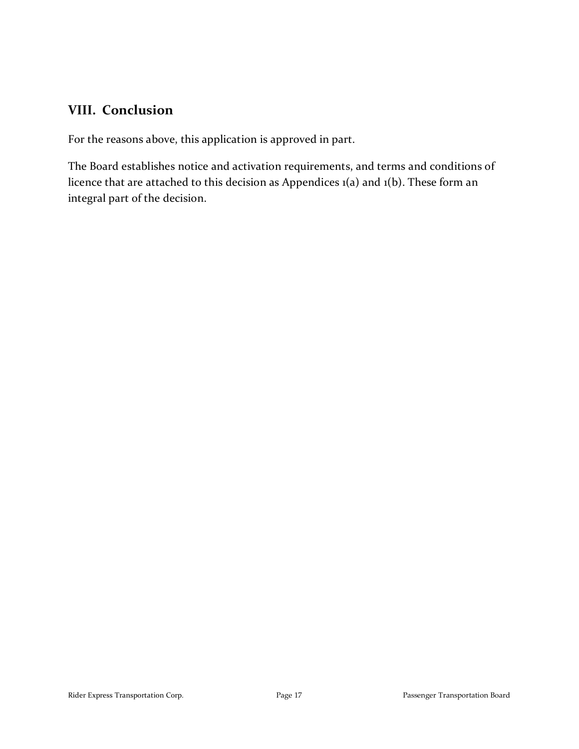## VIII. Conclusion

For the reasons above, this application is approved in part.

The Board establishes notice and activation requirements, and terms and conditions of licence that are attached to this decision as Appendices 1(a) and 1(b). These form an integral part of the decision.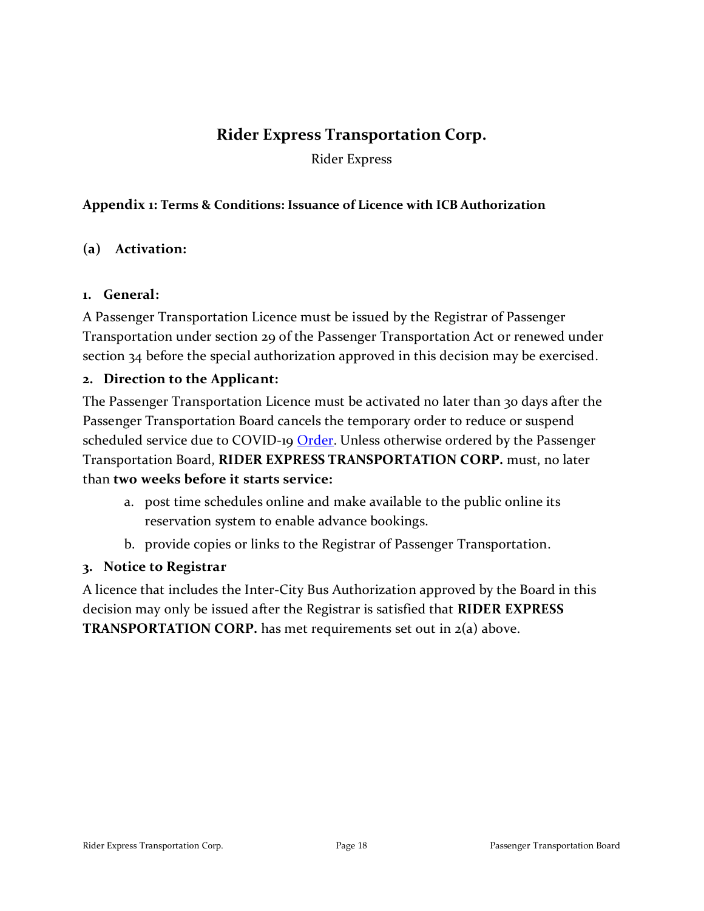# Rider Express Transportation Corp.

Rider Express

**Appendix 1: Terms & Conditions: Issuance of Licence with ICB Authorization**

## (a) Activation:

### 1. General:

A Passenger Transportation Licence must be issued by the Registrar of Passenger Transportation under section 29 of the Passenger Transportation Act or renewed under section 34 before the special authorization approved in this decision may be exercised.

### 2. Direction to the Applicant:

The Passenger Transportation Licence must be activated no later than 30 days after the Passenger Transportation Board cancels the temporary order to reduce or suspend scheduled service due to COVID-19 Order. Unless otherwise ordered by the Passenger Transportation Board, **RIDER EXPRESS TRANSPORTATION CORP.** must, no later than **two weeks before it starts service:**

a. post time schedules online and make available to the public online its reservation system to enable advance bookings.

b. provide copies or links to the Registrar of Passenger Transportation.

### 3. Notice to Registrar

A licence that includes the Inter-City Bus Authorization approved by the Board in this decision may only be issued after the Registrar is satisfied that **RIDER EXPRESS TRANSPORTATION CORP.** has met requirements set out in 2(a) above.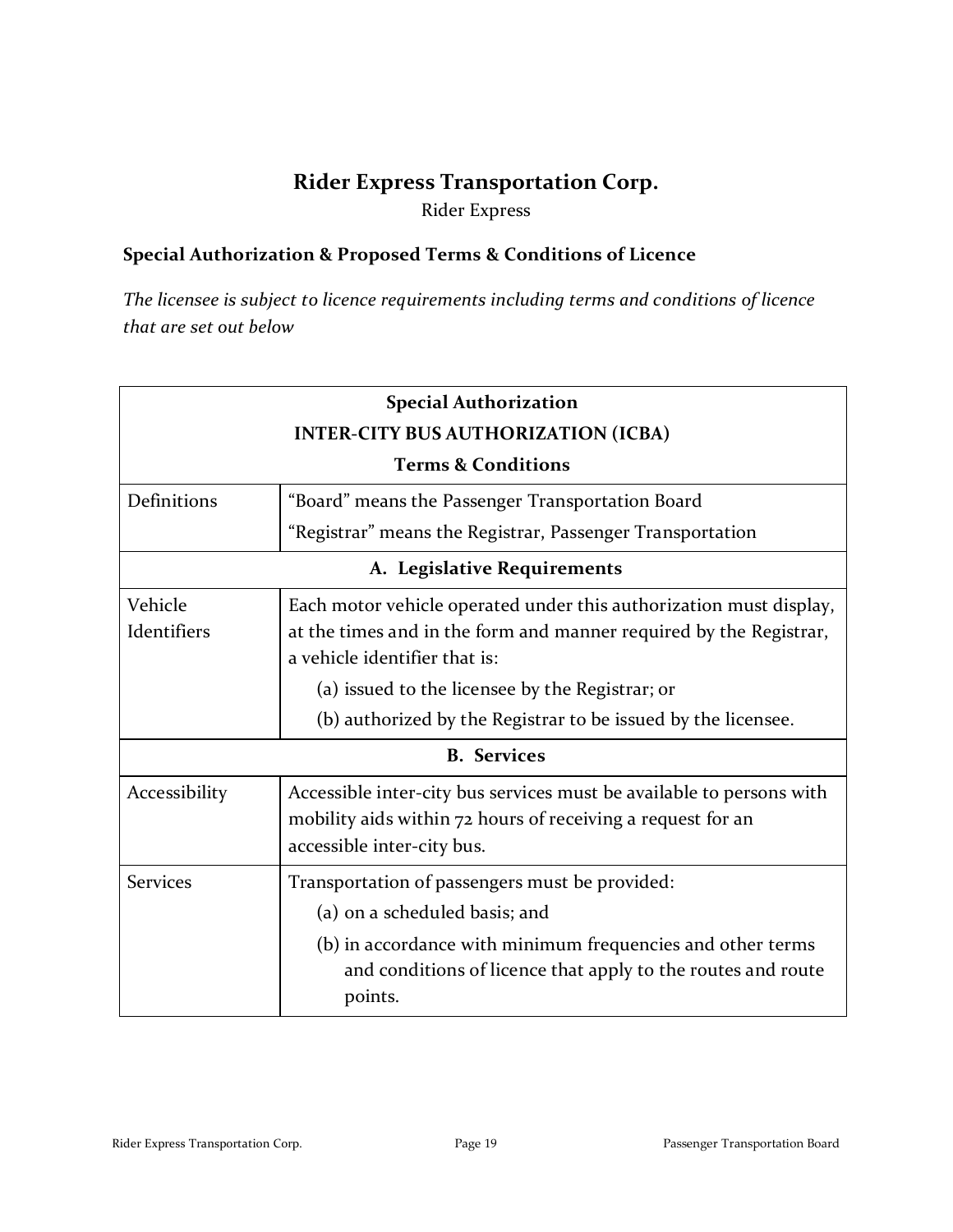# Rider Express Transportation Corp.

Rider Express

### Special Authorization & Proposed Terms & Conditions of Licence

*The licensee is subject to licence requirements including terms and conditions of licence that are set out below*

| **Special Authorization**<br>**INTER-CITY BUS AUTHORIZATION (ICBA)**<br>**Terms & Conditions** | |
|---|---|
| Definitions | "Board" means the Passenger Transportation Board<br>"Registrar" means the Registrar, Passenger Transportation |
| **A. Legislative Requirements** | |
| Vehicle Identifiers | Each motor vehicle operated under this authorization must display, at the times and in the form and manner required by the Registrar, a vehicle identifier that is:<br>(a) issued to the licensee by the Registrar; or<br>(b) authorized by the Registrar to be issued by the licensee. |
| **B. Services** | |
| Accessibility | Accessible inter-city bus services must be available to persons with mobility aids within 72 hours of receiving a request for an accessible inter-city bus. |
| Services | Transportation of passengers must be provided:<br>(a) on a scheduled basis; and<br>(b) in accordance with minimum frequencies and other terms and conditions of licence that apply to the routes and route points. |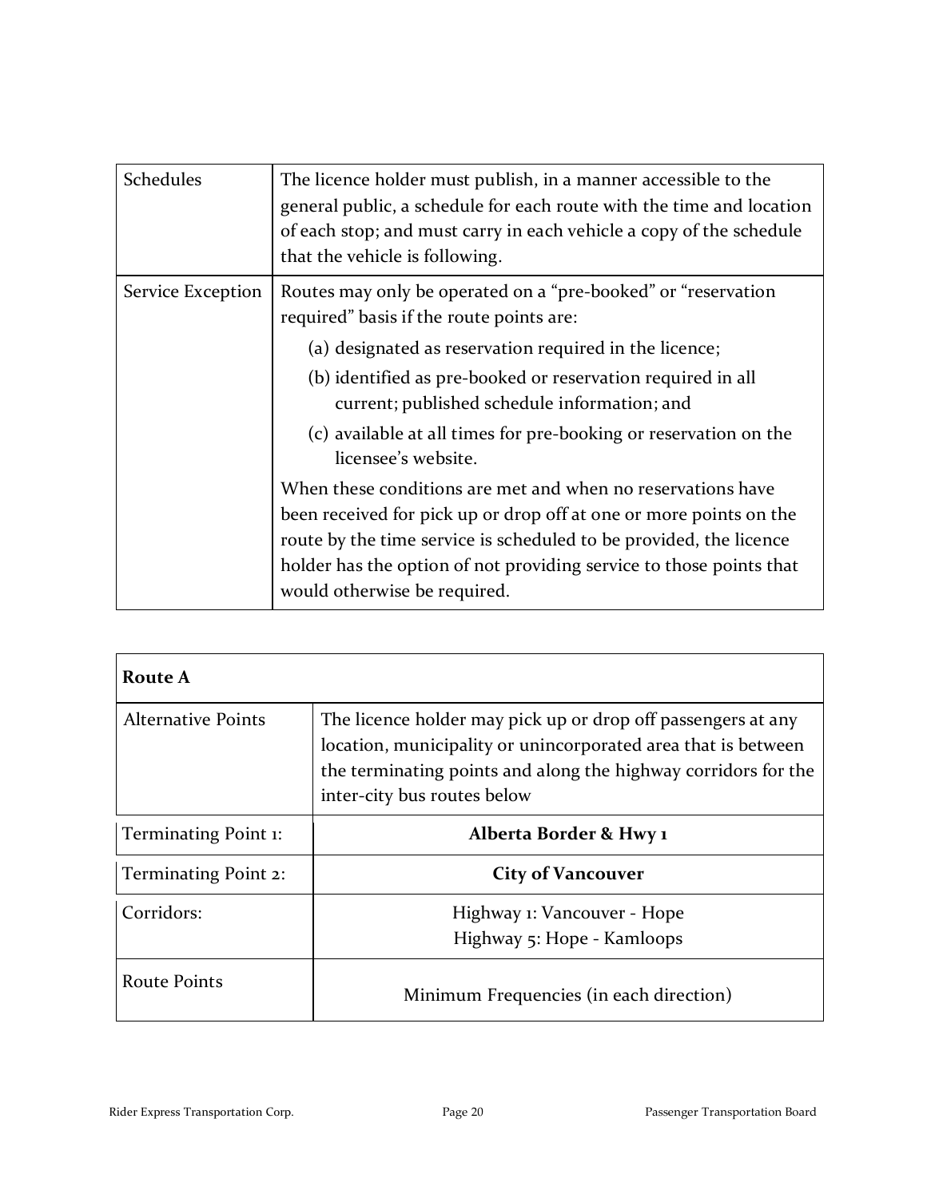| | |
|---|---|
| Schedules | The licence holder must publish, in a manner accessible to the general public, a schedule for each route with the time and location of each stop; and must carry in each vehicle a copy of the schedule that the vehicle is following. |
| Service Exception | Routes may only be operated on a "pre-booked" or "reservation required" basis if the route points are:<br>(a) designated as reservation required in the licence;<br>(b) identified as pre-booked or reservation required in all current; published schedule information; and<br>(c) available at all times for pre-booking or reservation on the licensee's website.<br>When these conditions are met and when no reservations have been received for pick up or drop off at one or more points on the route by the time service is scheduled to be provided, the licence holder has the option of not providing service to those points that would otherwise be required. |

| **Route A** | |
|---|---|
| Alternative Points | The licence holder may pick up or drop off passengers at any location, municipality or unincorporated area that is between the terminating points and along the highway corridors for the inter-city bus routes below |
| Terminating Point 1: | **Alberta Border & Hwy 1** |
| Terminating Point 2: | **City of Vancouver** |
| Corridors: | Highway 1: Vancouver - Hope<br>Highway 5: Hope - Kamloops |
| Route Points | Minimum Frequencies (in each direction) |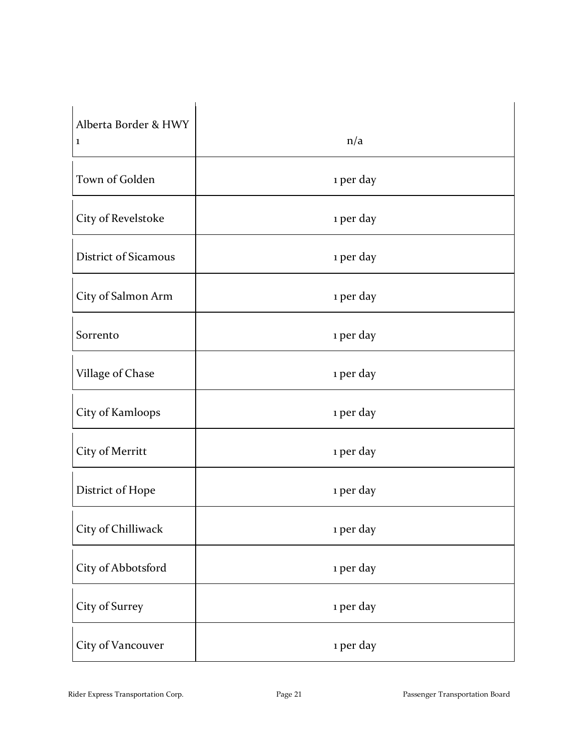| | |
|---|---|
| Alberta Border & HWY 1 | n/a |
| Town of Golden | 1 per day |
| City of Revelstoke | 1 per day |
| District of Sicamous | 1 per day |
| City of Salmon Arm | 1 per day |
| Sorrento | 1 per day |
| Village of Chase | 1 per day |
| City of Kamloops | 1 per day |
| City of Merritt | 1 per day |
| District of Hope | 1 per day |
| City of Chilliwack | 1 per day |
| City of Abbotsford | 1 per day |
| City of Surrey | 1 per day |
| City of Vancouver | 1 per day |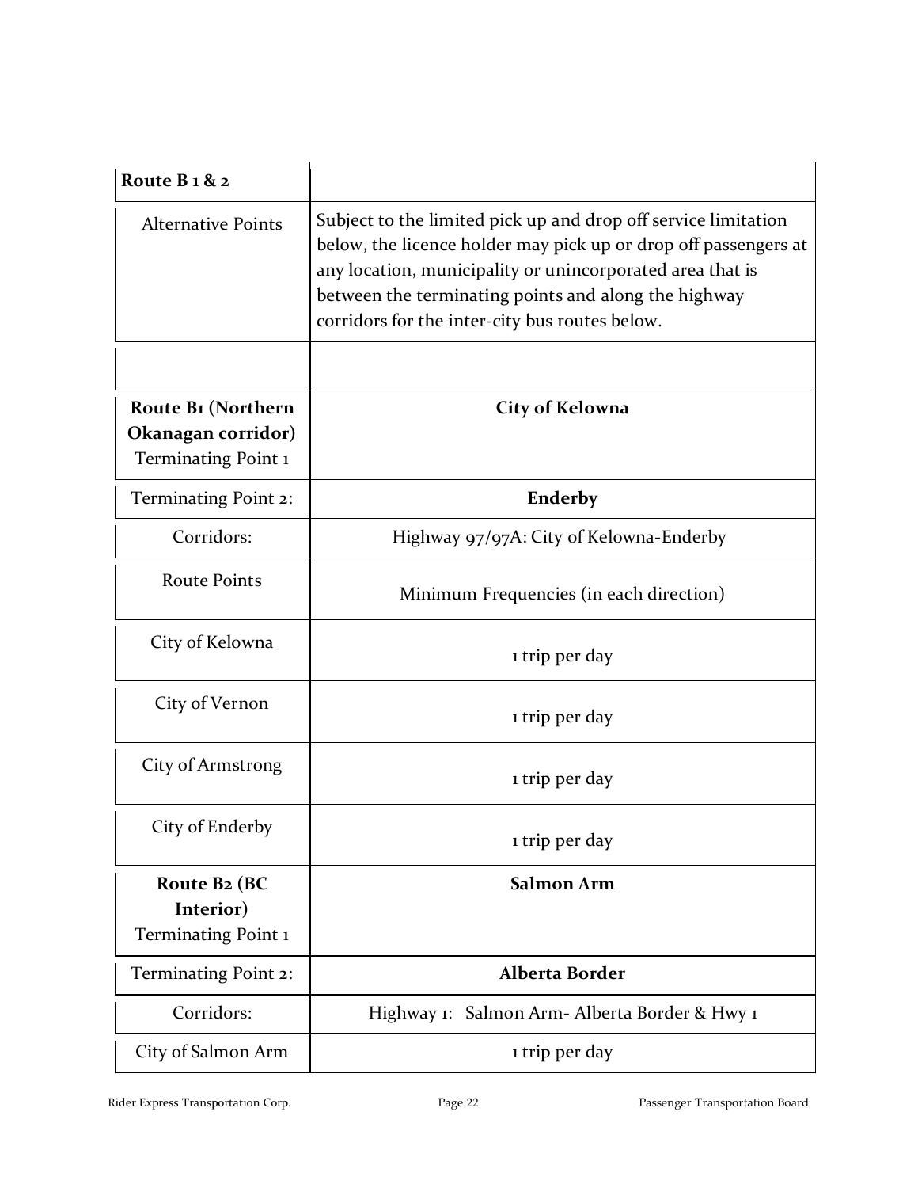| | |
|---|---|
| **Route B 1 & 2** | |
| Alternative Points | Subject to the limited pick up and drop off service limitation below, the licence holder may pick up or drop off passengers at any location, municipality or unincorporated area that is between the terminating points and along the highway corridors for the inter-city bus routes below. |
| | |
| **Route B1 (Northern Okanagan corridor)** Terminating Point 1 | **City of Kelowna** |
| Terminating Point 2: | **Enderby** |
| Corridors: | Highway 97/97A: City of Kelowna-Enderby |
| Route Points | Minimum Frequencies (in each direction) |
| City of Kelowna | 1 trip per day |
| City of Vernon | 1 trip per day |
| City of Armstrong | 1 trip per day |
| City of Enderby | 1 trip per day |
| **Route B2 (BC Interior)** Terminating Point 1 | **Salmon Arm** |
| Terminating Point 2: | **Alberta Border** |
| Corridors: | Highway 1: Salmon Arm- Alberta Border & Hwy 1 |
| City of Salmon Arm | 1 trip per day |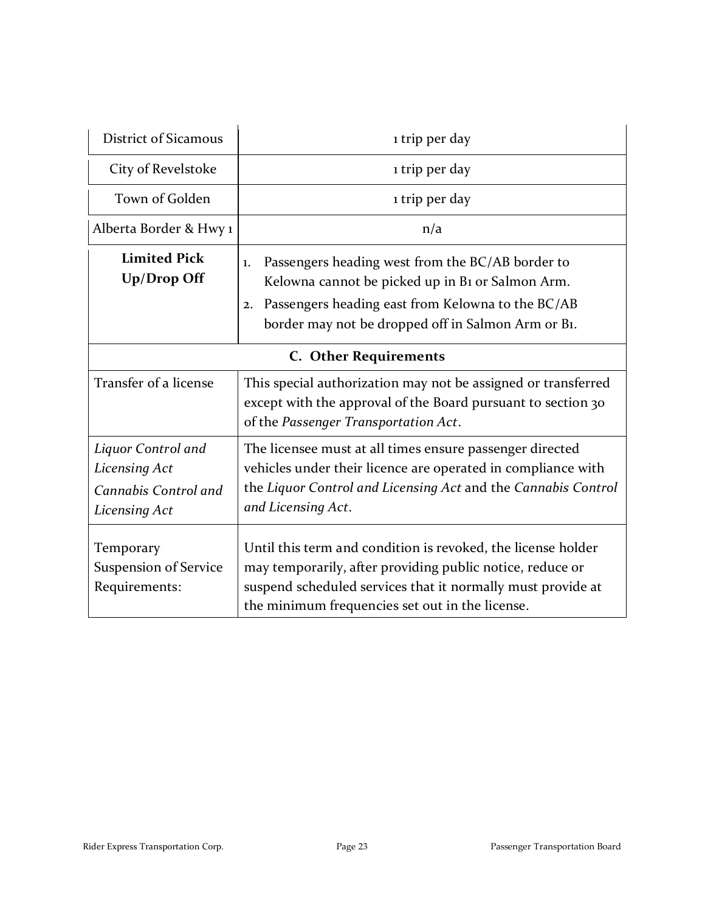| | |
|---|---|
| District of Sicamous | 1 trip per day |
| City of Revelstoke | 1 trip per day |
| Town of Golden | 1 trip per day |
| Alberta Border & Hwy 1 | n/a |
| **Limited Pick Up/Drop Off** | 1. Passengers heading west from the BC/AB border to Kelowna cannot be picked up in B1 or Salmon Arm. 2. Passengers heading east from Kelowna to the BC/AB border may not be dropped off in Salmon Arm or B1. |
| **C. Other Requirements** | |
| Transfer of a license | This special authorization may not be assigned or transferred except with the approval of the Board pursuant to section 30 of the *Passenger Transportation Act*. |
| *Liquor Control and Licensing Act* *Cannabis Control and Licensing Act* | The licensee must at all times ensure passenger directed vehicles under their licence are operated in compliance with the *Liquor Control and Licensing Act* and the *Cannabis Control and Licensing Act*. |
| Temporary Suspension of Service Requirements: | Until this term and condition is revoked, the license holder may temporarily, after providing public notice, reduce or suspend scheduled services that it normally must provide at the minimum frequencies set out in the license. |